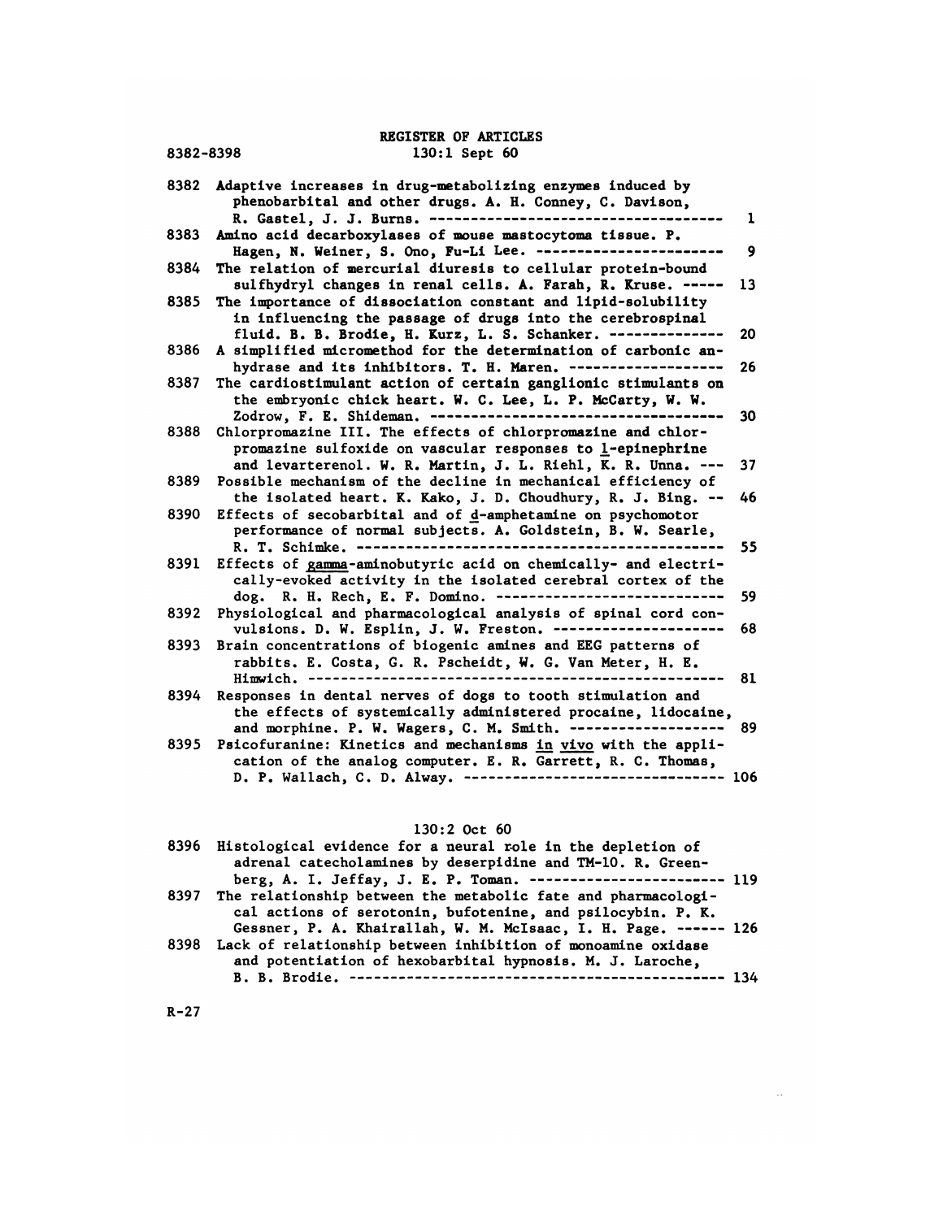# REGISTER OF ARTICLES

8382-8398

## 130:1 Sept 60

8382 Adaptive increases in drug-metabolizing enzymes induced by phenobarbital and other drugs. A. H. Conney, C. Davison, R. Gastel, J. J. Burns. ---------- 1

8383 Amino acid decarboxylases of mouse mastocytoma tissue. P. Hagen, N. Weiner, S. Ono, Fu-Li Lee. ---------- 9

8384 The relation of mercurial diuresis to cellular protein-bound sulfhydryl changes in renal cells. A. Farah, R. Kruse. ---------- 13

8385 The importance of dissociation constant and lipid-solubility in influencing the passage of drugs into the cerebrospinal fluid. B. B. Brodie, H. Kurz, L. S. Schanker. ---------- 20

8386 A simplified micromethod for the determination of carbonic anhydrase and its inhibitors. T. H. Maren. ---------- 26

8387 The cardiostimulant action of certain ganglionic stimulants on the embryonic chick heart. W. C. Lee, L. P. McCarty, W. W. Zodrow, F. E. Shideman. ---------- 30

8388 Chlorpromazine III. The effects of chlorpromazine and chlorpromazine sulfoxide on vascular responses to <u>l</u>-epinephrine and levarterenol. W. R. Martin, J. L. Riehl, K. R. Unna. ---------- 37

8389 Possible mechanism of the decline in mechanical efficiency of the isolated heart. K. Kako, J. D. Choudhury, R. J. Bing. ---------- 46

8390 Effects of secobarbital and of <u>d</u>-amphetamine on psychomotor performance of normal subjects. A. Goldstein, B. W. Searle, R. T. Schimke. ---------- 55

8391 Effects of <u>gamma</u>-aminobutyric acid on chemically- and electrically-evoked activity in the isolated cerebral cortex of the dog. R. H. Rech, E. F. Domino. ---------- 59

8392 Physiological and pharmacological analysis of spinal cord convulsions. D. W. Esplin, J. W. Freston. ---------- 68

8393 Brain concentrations of biogenic amines and EEG patterns of rabbits. E. Costa, G. R. Pscheidt, W. G. Van Meter, H. E. Himwich. ---------- 81

8394 Responses in dental nerves of dogs to tooth stimulation and the effects of systemically administered procaine, lidocaine, and morphine. P. W. Wagers, C. M. Smith. ---------- 89

8395 Psicofuranine: Kinetics and mechanisms <u>in vivo</u> with the application of the analog computer. E. R. Garrett, R. C. Thomas, D. P. Wallach, C. D. Alway. ---------- 106

## 130:2 Oct 60

8396 Histological evidence for a neural role in the depletion of adrenal catecholamines by deserpidine and TM-10. R. Greenberg, A. I. Jeffay, J. E. P. Toman. ---------- 119

8397 The relationship between the metabolic fate and pharmacological actions of serotonin, bufotenine, and psilocybin. P. K. Gessner, P. A. Khairallah, W. M. McIsaac, I. H. Page. ---------- 126

8398 Lack of relationship between inhibition of monoamine oxidase and potentiation of hexobarbital hypnosis. M. J. Laroche, B. B. Brodie. ---------- 134

R-27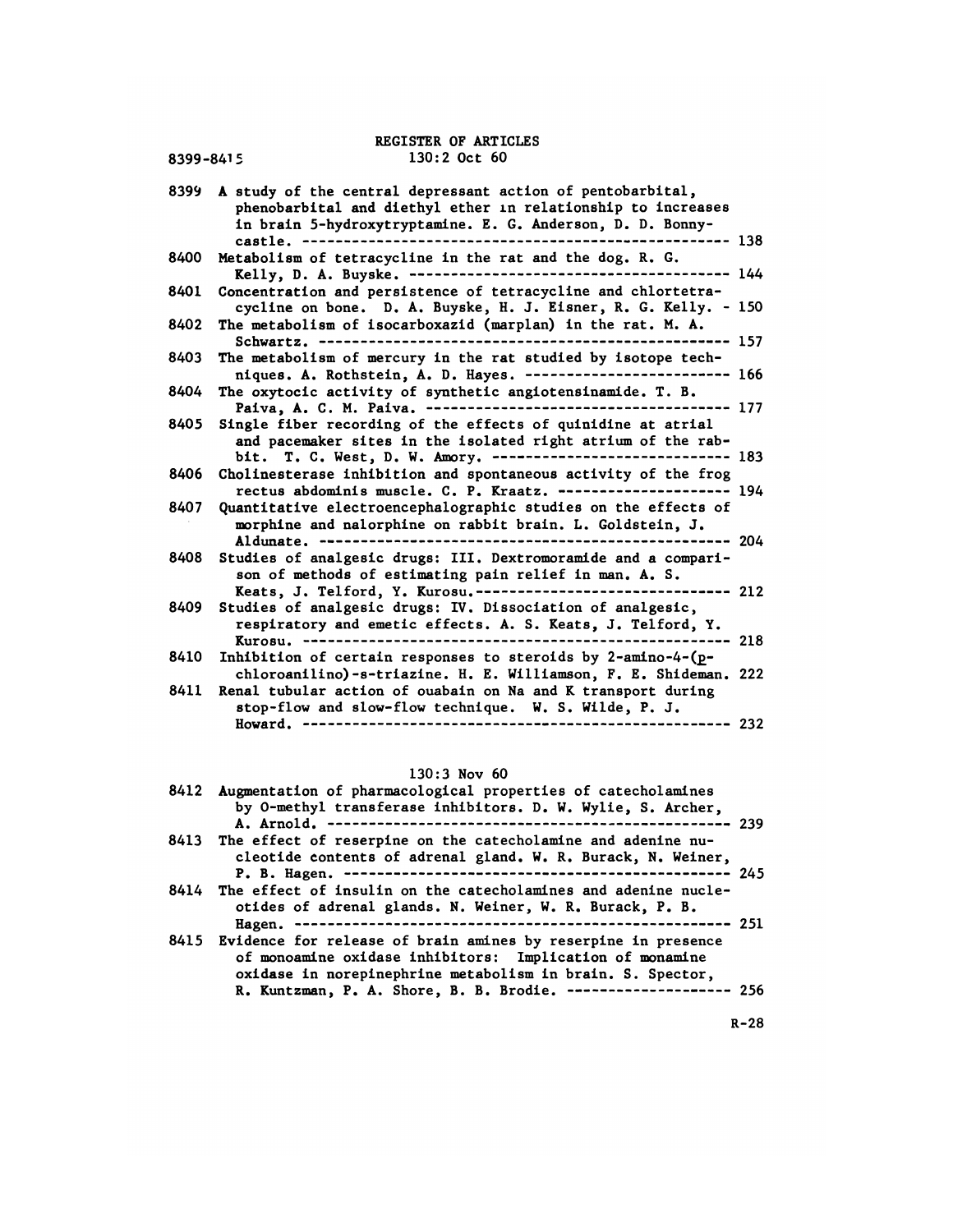# REGISTER OF ARTICLES

## 130:2 Oct 60

8399 A study of the central depressant action of pentobarbital, phenobarbital and diethyl ether in relationship to increases in brain 5-hydroxytryptamine. E. G. Anderson, D. D. Bonnycastle. ---------- 138

8400 Metabolism of tetracycline in the rat and the dog. R. G. Kelly, D. A. Buyske. ---------- 144

8401 Concentration and persistence of tetracycline and chlortetracycline on bone. D. A. Buyske, H. J. Eisner, R. G. Kelly. - 150

8402 The metabolism of isocarboxazid (marplan) in the rat. M. A. Schwartz. ---------- 157

8403 The metabolism of mercury in the rat studied by isotope techniques. A. Rothstein, A. D. Hayes. ---------- 166

8404 The oxytocic activity of synthetic angiotensinamide. T. B. Paiva, A. C. M. Paiva. ---------- 177

8405 Single fiber recording of the effects of quinidine at atrial and pacemaker sites in the isolated right atrium of the rabbit. T. C. West, D. W. Amory. ---------- 183

8406 Cholinesterase inhibition and spontaneous activity of the frog rectus abdominis muscle. C. P. Kraatz. ---------- 194

8407 Quantitative electroencephalographic studies on the effects of morphine and nalorphine on rabbit brain. L. Goldstein, J. Aldunate. ---------- 204

8408 Studies of analgesic drugs: III. Dextromoramide and a comparison of methods of estimating pain relief in man. A. S. Keats, J. Telford, Y. Kurosu. ---------- 212

8409 Studies of analgesic drugs: IV. Dissociation of analgesic, respiratory and emetic effects. A. S. Keats, J. Telford, Y. Kurosu. ---------- 218

8410 Inhibition of certain responses to steroids by 2-amino-4-(p-chloroanilino)-s-triazine. H. E. Williamson, F. E. Shideman. 222

8411 Renal tubular action of ouabain on Na and K transport during stop-flow and slow-flow technique. W. S. Wilde, P. J. Howard. ---------- 232

## 130:3 Nov 60

8412 Augmentation of pharmacological properties of catecholamines by O-methyl transferase inhibitors. D. W. Wylie, S. Archer, A. Arnold. ---------- 239

8413 The effect of reserpine on the catecholamine and adenine nucleotide contents of adrenal gland. W. R. Burack, N. Weiner, P. B. Hagen. ---------- 245

8414 The effect of insulin on the catecholamines and adenine nucleotides of adrenal glands. N. Weiner, W. R. Burack, P. B. Hagen. ---------- 251

8415 Evidence for release of brain amines by reserpine in presence of monoamine oxidase inhibitors: Implication of monamine oxidase in norepinephrine metabolism in brain. S. Spector, R. Kuntzman, P. A. Shore, B. B. Brodie. ---------- 256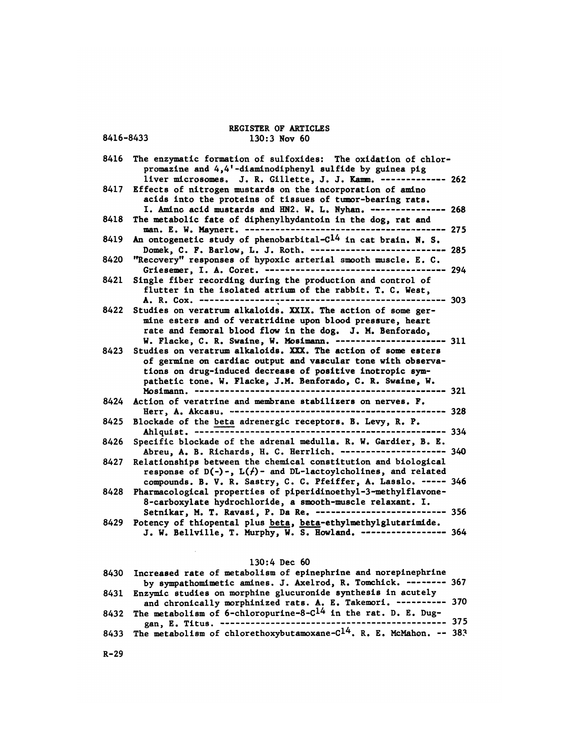# REGISTER OF ARTICLES

8416-8433

## 130:3 Nov 60

8416 The enzymatic formation of sulfoxides: The oxidation of chlorpromazine and 4,4'-diaminodiphenyl sulfide by guinea pig liver microsomes. J. R. Gillette, J. J. Kamm. ------------- 262

8417 Effects of nitrogen mustards on the incorporation of amino acids into the proteins of tissues of tumor-bearing rats. I. Amino acid mustards and HN2. W. L. Nyhan. --------------- 268

8418 The metabolic fate of diphenylhydantoin in the dog, rat and man. E. W. Maynert. ----------------------------------------- 275

8419 An ontogenetic study of phenobarbital-$C^{14}$ in cat brain. N. S. Domek, C. F. Barlow, L. J. Roth. --------------------------- 285

8420 "Recovery" responses of hypoxic arterial smooth muscle. E. C. Griesemer, I. A. Coret. ------------------------------------ 294

8421 Single fiber recording during the production and control of flutter in the isolated atrium of the rabbit. T. C. West, A. R. Cox. ----------------------------------------------------- 303

8422 Studies on veratrum alkaloids. XXIX. The action of some germine esters and of veratridine upon blood pressure, heart rate and femoral blood flow in the dog. J. M. Benforado, W. Flacke, C. R. Swaine, W. Mosimann. ---------------------- 311

8423 Studies on veratrum alkaloids. XXX. The action of some esters of germine on cardiac output and vascular tone with observations on drug-induced decrease of positive inotropic sympathetic tone. W. Flacke, J.M. Benforado, C. R. Swaine, W. Mosimann. ---------------------------------------------------- 321

8424 Action of veratrine and membrane stabilizers on nerves. F. Herr, A. Akcasu. -------------------------------------------- 328

8425 Blockade of the beta adrenergic receptors. B. Levy, R. P. Ahlquist. ------------------------------------------------- 334

8426 Specific blockade of the adrenal medulla. R. W. Gardier, B. E. Abreu, A. B. Richards, H. C. Herrlich. --------------------- 340

8427 Relationships between the chemical constitution and biological response of D(-)-, L(+)- and DL-lactoylcholines, and related compounds. B. V. R. Sastry, C. C. Pfeiffer, A. Lasslo. ----- 346

8428 Pharmacological properties of piperidinoethyl-3-methylflavone-8-carboxylate hydrochloride, a smooth-muscle relaxant. I. Setnikar, M. T. Ravasi, P. Da Re. -------------------------- 356

8429 Potency of thiopental plus beta, beta-ethylmethylglutarimide. J. W. Bellville, T. Murphy, W. S. Howland. ----------------- 364

## 130:4 Dec 60

8430 Increased rate of metabolism of epinephrine and norepinephrine by sympathomimetic amines. J. Axelrod, R. Tomchick. -------- 367

8431 Enzymic studies on morphine glucuronide synthesis in acutely and chronically morphinized rats. A. E. Takemori. ---------- 370

8432 The metabolism of 6-chloropurine-8-$C^{14}$ in the rat. D. E. Duggan, E. Titus. ---------------------------------------------- 375

8433 The metabolism of chlorethoxybutamoxane-$C^{14}$. R. E. McMahon. -- 383

R-29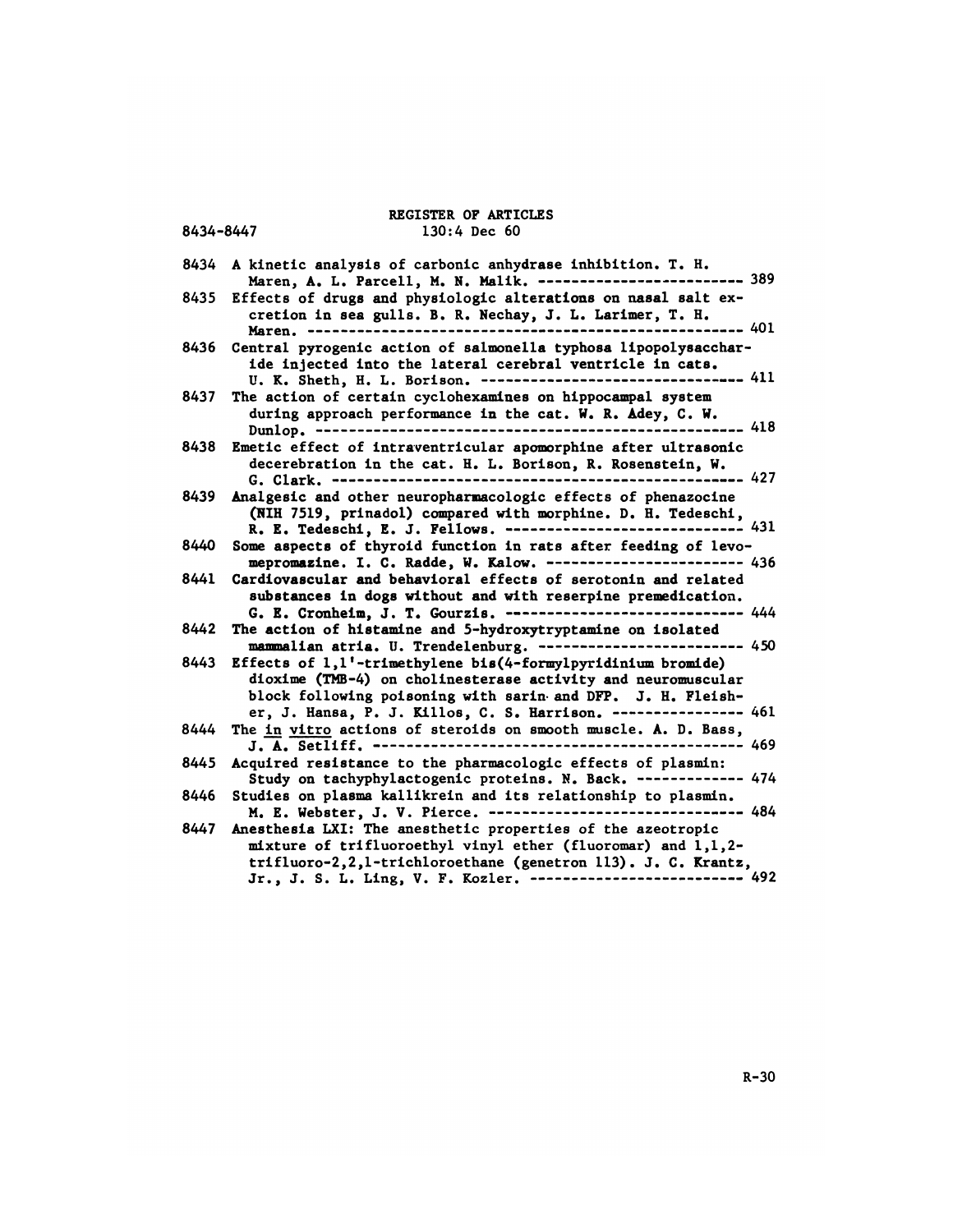# REGISTER OF ARTICLES

8434-8447

130:4 Dec 60

8434 A kinetic analysis of carbonic anhydrase inhibition. T. H. Maren, A. L. Parcell, M. N. Malik. ---------------------------- 389

8435 Effects of drugs and physiologic alterations on nasal salt excretion in sea gulls. B. R. Nechay, J. L. Larimer, T. H. Maren. ---------------------------------------------------- 401

8436 Central pyrogenic action of salmonella typhosa lipopolysaccharide injected into the lateral cerebral ventricle in cats. U. K. Sheth, H. L. Borison. -------------------------------- 411

8437 The action of certain cyclohexamines on hippocampal system during approach performance in the cat. W. R. Adey, C. W. Dunlop. ---------------------------------------------------- 418

8438 Emetic effect of intraventricular apomorphine after ultrasonic decerebration in the cat. H. L. Borison, R. Rosenstein, W. G. Clark. -------------------------------------------------- 427

8439 Analgesic and other neuropharmacologic effects of phenazocine (NIH 7519, prinadol) compared with morphine. D. H. Tedeschi, R. E. Tedeschi, E. J. Fellows. ----------------------------- 431

8440 Some aspects of thyroid function in rats after feeding of levomepromazine. I. C. Radde, W. Kalow. ------------------------- 436

8441 Cardiovascular and behavioral effects of serotonin and related substances in dogs without and with reserpine premedication. G. E. Cronheim, J. T. Gourzis. ------------------------------ 444

8442 The action of histamine and 5-hydroxytryptamine on isolated mammalian atria. U. Trendelenburg. ------------------------- 450

8443 Effects of 1,1'-trimethylene bis(4-formylpyridinium bromide) dioxime (TMB-4) on cholinesterase activity and neuromuscular block following poisoning with sarin and DFP. J. H. Fleisher, J. Hansa, P. J. Killos, C. S. Harrison. ---------------- 461

8444 The *in vitro* actions of steroids on smooth muscle. A. D. Bass, J. A. Setliff. ---------------------------------------------- 469

8445 Acquired resistance to the pharmacologic effects of plasmin: Study on tachyphylactogenic proteins. N. Back. ------------- 474

8446 Studies on plasma kallikrein and its relationship to plasmin. M. E. Webster, J. V. Pierce. -------------------------------- 484

8447 Anesthesia LXI: The anesthetic properties of the azeotropic mixture of trifluoroethyl vinyl ether (fluoromar) and 1,1,2-trifluoro-2,2,1-trichloroethane (genetron 113). J. C. Krantz, Jr., J. S. L. Ling, V. F. Kozler. --------------------------- 492